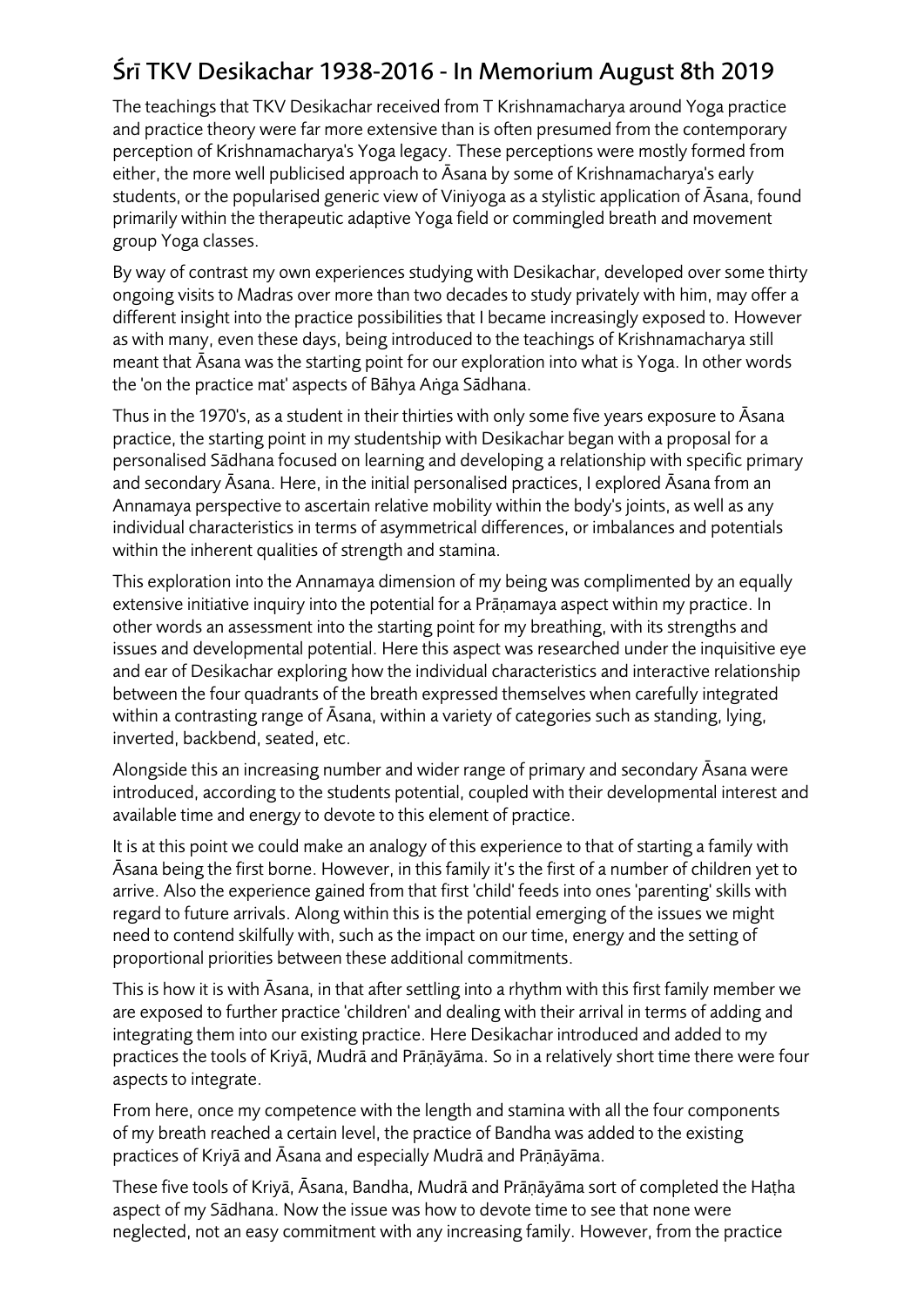# Śrī TKV Desikachar 1938-2016 - In Memorium August 8th 2019

The teachings that TKV Desikachar received from T Krishnamacharya around Yoga practice and practice theory were far more extensive than is often presumed from the contemporary perception of Krishnamacharya's Yoga legacy. These perceptions were mostly formed from either, the more well publicised approach to Āsana by some of Krishnamacharya's early students, or the popularised generic view of Viniyoga as a stylistic application of Āsana, found primarily within the therapeutic adaptive Yoga field or commingled breath and movement group Yoga classes.

By way of contrast my own experiences studying with Desikachar, developed over some thirty ongoing visits to Madras over more than two decades to study privately with him, may offer a different insight into the practice possibilities that I became increasingly exposed to. However as with many, even these days, being introduced to the teachings of Krishnamacharya still meant that Āsana was the starting point for our exploration into what is Yoga. In other words the 'on the practice mat' aspects of Bāhya Aṅga Sādhana.

Thus in the 1970's, as a student in their thirties with only some five years exposure to Āsana practice, the starting point in my studentship with Desikachar began with a proposal for a personalised Sādhana focused on learning and developing a relationship with specific primary and secondary Āsana. Here, in the initial personalised practices, I explored Āsana from an Annamaya perspective to ascertain relative mobility within the body's joints, as well as any individual characteristics in terms of asymmetrical differences, or imbalances and potentials within the inherent qualities of strength and stamina.

This exploration into the Annamaya dimension of my being was complimented by an equally extensive initiative inquiry into the potential for a Prāṇamaya aspect within my practice. In other words an assessment into the starting point for my breathing, with its strengths and issues and developmental potential. Here this aspect was researched under the inquisitive eye and ear of Desikachar exploring how the individual characteristics and interactive relationship between the four quadrants of the breath expressed themselves when carefully integrated within a contrasting range of Āsana, within a variety of categories such as standing, lying, inverted, backbend, seated, etc.

Alongside this an increasing number and wider range of primary and secondary Āsana were introduced, according to the students potential, coupled with their developmental interest and available time and energy to devote to this element of practice.

It is at this point we could make an analogy of this experience to that of starting a family with Āsana being the first borne. However, in this family it's the first of a number of children yet to arrive. Also the experience gained from that first 'child' feeds into ones 'parenting' skills with regard to future arrivals. Along within this is the potential emerging of the issues we might need to contend skilfully with, such as the impact on our time, energy and the setting of proportional priorities between these additional commitments.

This is how it is with Āsana, in that after settling into a rhythm with this first family member we are exposed to further practice 'children' and dealing with their arrival in terms of adding and integrating them into our existing practice. Here Desikachar introduced and added to my practices the tools of Kriyā, Mudrā and Prāṇāyāma. So in a relatively short time there were four aspects to integrate.

From here, once my competence with the length and stamina with all the four components of my breath reached a certain level, the practice of Bandha was added to the existing practices of Kriyā and Āsana and especially Mudrā and Prāṇāyāma.

These five tools of Kriyā, Āsana, Bandha, Mudrā and Prāṇāyāma sort of completed the Haṭha aspect of my Sādhana. Now the issue was how to devote time to see that none were neglected, not an easy commitment with any increasing family. However, from the practice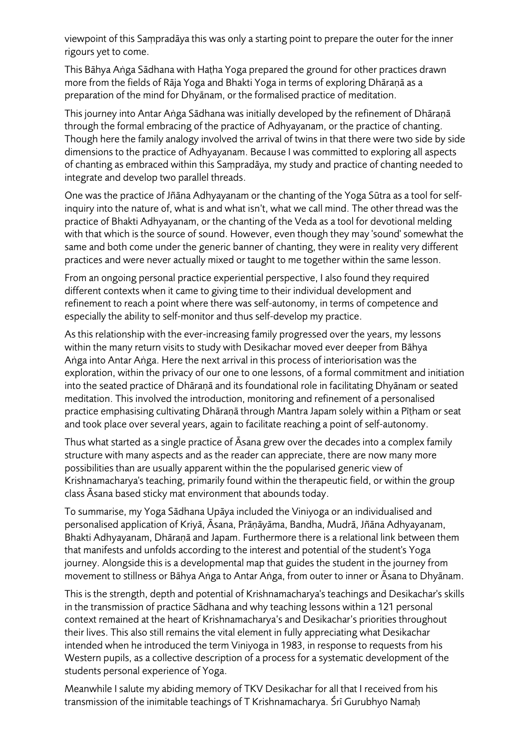viewpoint of this Saṃpradāya this was only a starting point to prepare the outer for the inner rigours yet to come.

This Bāhya Aṅga Sādhana with Haṭha Yoga prepared the ground for other practices drawn more from the fields of Rāja Yoga and Bhakti Yoga in terms of exploring Dhāraṇā as a preparation of the mind for Dhyānam, or the formalised practice of meditation.

This journey into Antar Aṅga Sādhana was initially developed by the refinement of Dhāraṇā through the formal embracing of the practice of Adhyayanam, or the practice of chanting. Though here the family analogy involved the arrival of twins in that there were two side by side dimensions to the practice of Adhyayanam. Because I was committed to exploring all aspects of chanting as embraced within this Saṃpradāya, my study and practice of chanting needed to integrate and develop two parallel threads.

One was the practice of Jñāna Adhyayanam or the chanting of the Yoga Sūtra as a tool for self-inquiry into the nature of, what is and what isn't, what we call mind. The other thread was the practice of Bhakti Adhyayanam, or the chanting of the Veda as a tool for devotional melding with that which is the source of sound. However, even though they may 'sound' somewhat the same and both come under the generic banner of chanting, they were in reality very different practices and were never actually mixed or taught to me together within the same lesson.

From an ongoing personal practice experiential perspective, I also found they required different contexts when it came to giving time to their individual development and refinement to reach a point where there was self-autonomy, in terms of competence and especially the ability to self-monitor and thus self-develop my practice.

As this relationship with the ever-increasing family progressed over the years, my lessons within the many return visits to study with Desikachar moved ever deeper from Bāhya Aṅga into Antar Aṅga. Here the next arrival in this process of interiorisation was the exploration, within the privacy of our one to one lessons, of a formal commitment and initiation into the seated practice of Dhāraṇā and its foundational role in facilitating Dhyānam or seated meditation. This involved the introduction, monitoring and refinement of a personalised practice emphasising cultivating Dhāraṇā through Mantra Japam solely within a Pīṭham or seat and took place over several years, again to facilitate reaching a point of self-autonomy.

Thus what started as a single practice of Āsana grew over the decades into a complex family structure with many aspects and as the reader can appreciate, there are now many more possibilities than are usually apparent within the the popularised generic view of Krishnamacharya's teaching, primarily found within the therapeutic field, or within the group class Āsana based sticky mat environment that abounds today.

To summarise, my Yoga Sādhana Upāya included the Viniyoga or an individualised and personalised application of Kriyā, Āsana, Prāṇāyāma, Bandha, Mudrā, Jñāna Adhyayanam, Bhakti Adhyayanam, Dhāraṇā and Japam. Furthermore there is a relational link between them that manifests and unfolds according to the interest and potential of the student's Yoga journey. Alongside this is a developmental map that guides the student in the journey from movement to stillness or Bāhya Aṅga to Antar Aṅga, from outer to inner or Āsana to Dhyānam.

This is the strength, depth and potential of Krishnamacharya's teachings and Desikachar's skills in the transmission of practice Sādhana and why teaching lessons within a 121 personal context remained at the heart of Krishnamacharya's and Desikachar's priorities throughout their lives. This also still remains the vital element in fully appreciating what Desikachar intended when he introduced the term Viniyoga in 1983, in response to requests from his Western pupils, as a collective description of a process for a systematic development of the students personal experience of Yoga.

Meanwhile I salute my abiding memory of TKV Desikachar for all that I received from his transmission of the inimitable teachings of T Krishnamacharya. Śrī Gurubhyo Namaḥ